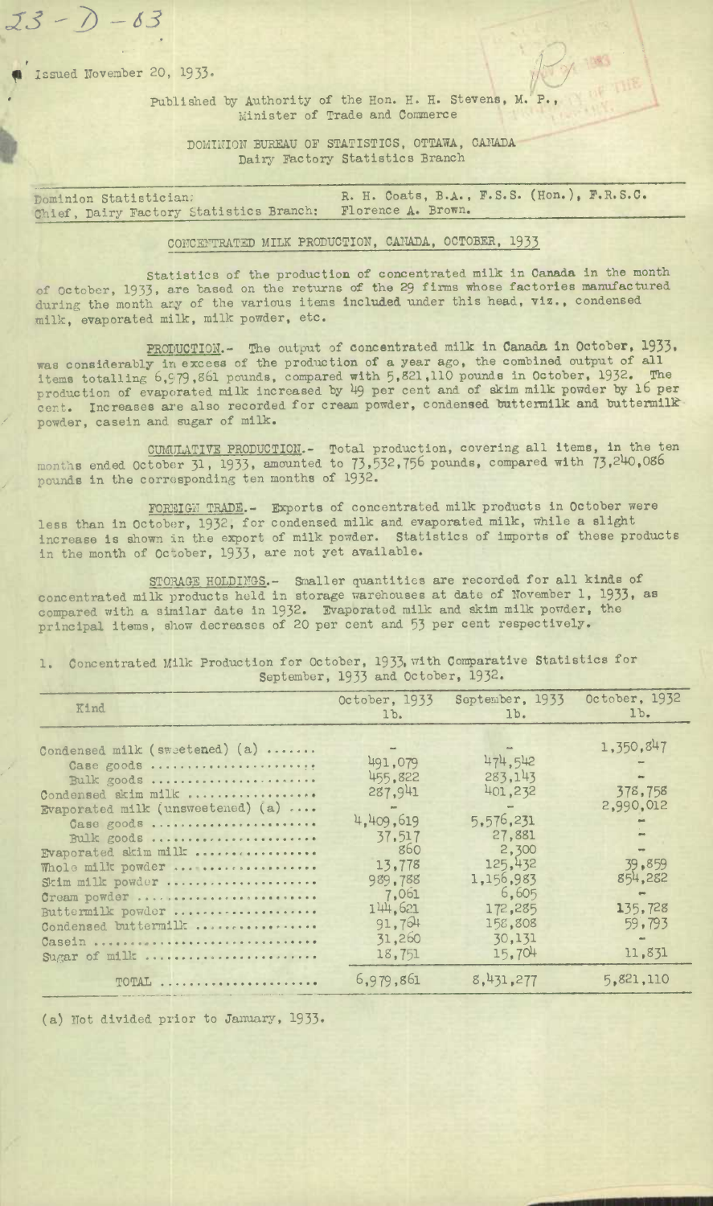23 - D - 63

Issued November 20, 1933.

Published by Authority of the Hon. H. H. Stevens, M. P.,
Minister of Trade and Commerce

DOMINION BUREAU OF STATISTICS, OTTAWA, CANADA
Dairy Factory Statistics Branch

Dominion Statistician: R. H. Coats, B.A., F.S.S. (Hon.), F.R.S.C.
Chief, Dairy Factory Statistics Branch: Florence A. Brown.

## CONCENTRATED MILK PRODUCTION, CANADA, OCTOBER, 1933

Statistics of the production of concentrated milk in Canada in the month of October, 1933, are based on the returns of the 29 firms whose factories manufactured during the month any of the various items included under this head, viz., condensed milk, evaporated milk, milk powder, etc.

PRODUCTION.- The output of concentrated milk in Canada in October, 1933, was considerably in excess of the production of a year ago, the combined output of all items totalling 6,979,861 pounds, compared with 5,821,110 pounds in October, 1932. The production of evaporated milk increased by 49 per cent and of skim milk powder by 16 per cent. Increases are also recorded for cream powder, condensed buttermilk and buttermilk powder, casein and sugar of milk.

CUMULATIVE PRODUCTION.- Total production, covering all items, in the ten months ended October 31, 1933, amounted to 73,532,756 pounds, compared with 73,240,086 pounds in the corresponding ten months of 1932.

FOREIGN TRADE.- Exports of concentrated milk products in October were less than in October, 1932, for condensed milk and evaporated milk, while a slight increase is shown in the export of milk powder. Statistics of imports of these products in the month of October, 1933, are not yet available.

STORAGE HOLDINGS.- Smaller quantities are recorded for all kinds of concentrated milk products held in storage warehouses at date of November 1, 1933, as compared with a similar date in 1932. Evaporated milk and skim milk powder, the principal items, show decreases of 20 per cent and 53 per cent respectively.

1. Concentrated Milk Production for October, 1933, with Comparative Statistics for September, 1933 and October, 1932.

| Kind | October, 1933 lb. | September, 1933 lb. | October, 1932 lb. |
|---|---|---|---|
| Condensed milk (sweetened) (a) | - | - | 1,350,847 |
| Case goods | 491,079 | 474,542 | - |
| Bulk goods | 455,822 | 283,143 | - |
| Condensed skim milk | 287,941 | 401,232 | 378,758 |
| Evaporated milk (unsweetened) (a) | - | - | 2,990,012 |
| Case goods | 4,409,619 | 5,576,231 | - |
| Bulk goods | 37,517 | 27,881 | - |
| Evaporated skim milk | 860 | 2,300 | - |
| Whole milk powder | 13,778 | 125,432 | 39,859 |
| Skim milk powder | 989,788 | 1,156,983 | 854,282 |
| Cream powder | 7,061 | 6,605 | - |
| Buttermilk powder | 144,621 | 172,285 | 135,728 |
| Condensed buttermilk | 91,764 | 158,808 | 59,793 |
| Casein | 31,260 | 30,131 | - |
| Sugar of milk | 18,751 | 15,704 | 11,831 |
| TOTAL | 6,979,861 | 8,431,277 | 5,821,110 |

(a) Not divided prior to January, 1933.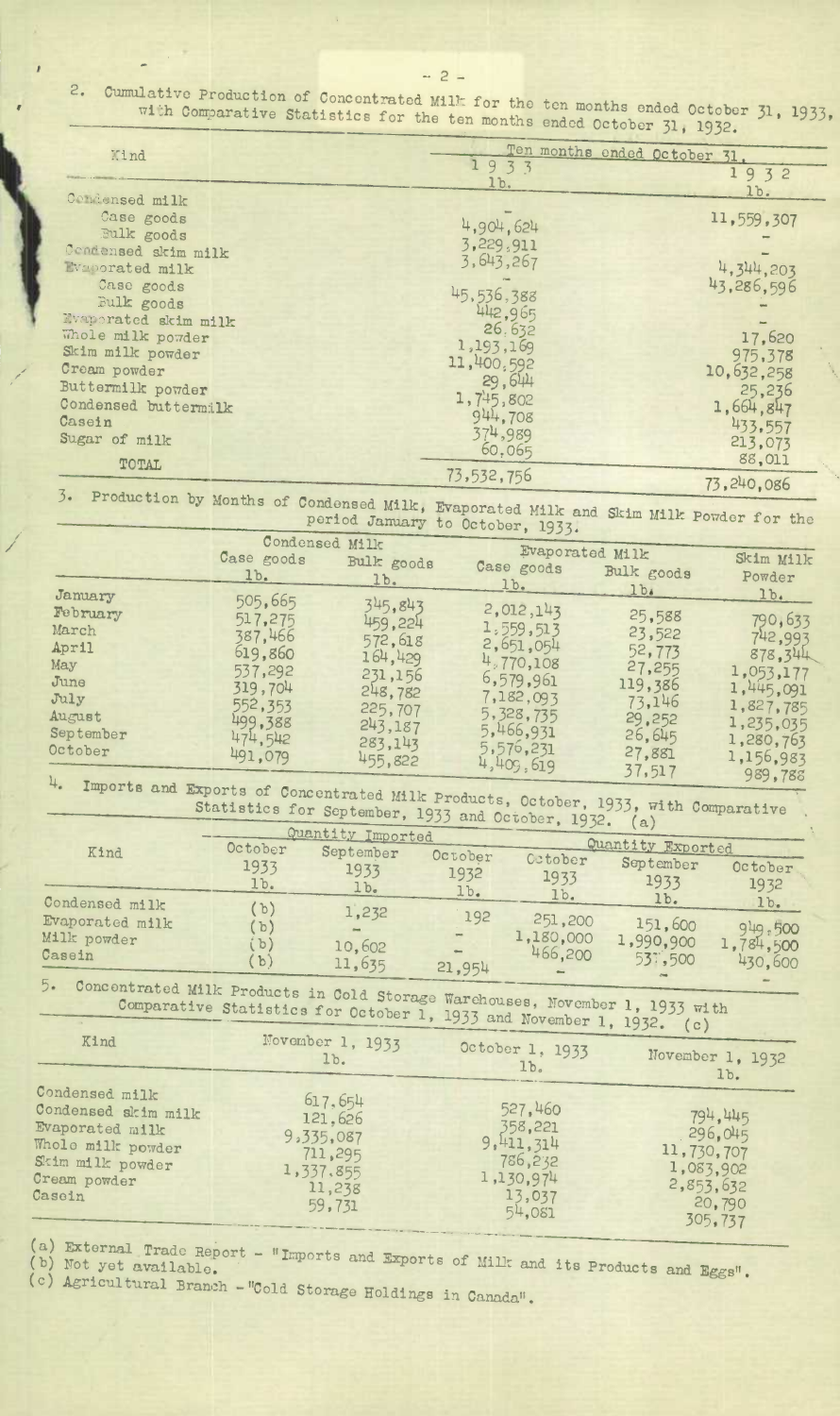2. Cumulative Production of Concentrated Milk for the ten months ended October 31, 1933, with Comparative Statistics for the ten months ended October 31, 1932.

| Kind | Ten months ended October 31, 1933 lb. | Ten months ended October 31, 1932 lb. |
|---|---|---|
| Condensed milk | - | 11,559,307 |
| Case goods | 4,904,624 | - |
| Bulk goods | 3,229,911 | - |
| Condensed skim milk | 3,643,267 | 4,344,203 |
| Evaporated milk | - | 43,286,596 |
| Case goods | 45,536,388 | - |
| Bulk goods | 442,965 | - |
| Evaporated skim milk | 26,632 | 17,620 |
| Whole milk powder | 1,193,169 | 975,378 |
| Skim milk powder | 11,400,592 | 10,632,258 |
| Cream powder | 29,644 | 25,236 |
| Buttermilk powder | 1,745,802 | 1,664,847 |
| Condensed buttermilk | 944,708 | 433,557 |
| Casein | 374,989 | 213,073 |
| Sugar of milk | 60,065 | 88,011 |
| TOTAL | 73,532,756 | 73,240,086 |

3. Production by Months of Condensed Milk, Evaporated Milk and Skim Milk Powder for the period January to October, 1933.

| | Condensed Milk | | Evaporated Milk | | Skim Milk Powder |
|---|---|---|---|---|---|
| | Case goods lb. | Bulk goods lb. | Case goods lb. | Bulk goods lb. | lb. |
| January | 505,665 | 345,843 | 2,012,143 | 25,588 | 790,633 |
| February | 517,275 | 459,224 | 1,559,513 | 23,522 | 742,993 |
| March | 387,466 | 572,618 | 2,651,054 | 52,773 | 878,344 |
| April | 619,860 | 164,429 | 4,770,108 | 27,255 | 1,053,177 |
| May | 537,292 | 231,156 | 6,579,961 | 119,386 | 1,445,091 |
| June | 319,704 | 248,782 | 7,182,093 | 73,146 | 1,827,785 |
| July | 552,353 | 225,707 | 5,328,735 | 29,252 | 1,235,035 |
| August | 499,388 | 243,187 | 5,466,931 | 26,645 | 1,280,763 |
| September | 474,542 | 283,143 | 5,576,231 | 27,881 | 1,156,983 |
| October | 491,079 | 455,822 | 4,409,619 | 37,517 | 989,788 |

4. Imports and Exports of Concentrated Milk Products, October, 1933, with Comparative Statistics for September, 1933 and October, 1932. (a)

| Kind | Quantity Imported | | | Quantity Exported | | |
|---|---|---|---|---|---|---|
| | October 1933 lb. | September 1933 lb. | October 1932 lb. | October 1933 lb. | September 1933 lb. | October 1932 lb. |
| Condensed milk | (b) | 1,232 | 192 | 251,200 | 151,600 | 949,500 |
| Evaporated milk | (b) | - | - | 1,180,000 | 1,990,900 | 1,784,500 |
| Milk powder | (b) | 10,602 | - | 466,200 | 537,500 | 430,600 |
| Casein | (b) | 11,635 | 21,954 | - | - | - |

5. Concentrated Milk Products in Cold Storage Warehouses, November 1, 1933 with Comparative Statistics for October 1, 1933 and November 1, 1932. (c)

| Kind | November 1, 1933 lb. | October 1, 1933 lb. | November 1, 1932 lb. |
|---|---|---|---|
| Condensed milk | 617,654 | 527,460 | 794,445 |
| Condensed skim milk | 121,626 | 358,221 | 296,045 |
| Evaporated milk | 9,335,087 | 9,411,314 | 11,730,707 |
| Whole milk powder | 711,295 | 786,232 | 1,083,902 |
| Skim milk powder | 1,337,855 | 1,130,974 | 2,853,632 |
| Cream powder | 11,238 | 13,037 | 20,790 |
| Casein | 59,731 | 54,081 | 305,737 |

(a) External Trade Report - "Imports and Exports of Milk and its Products and Eggs".
(b) Not yet available.
(c) Agricultural Branch - "Cold Storage Holdings in Canada".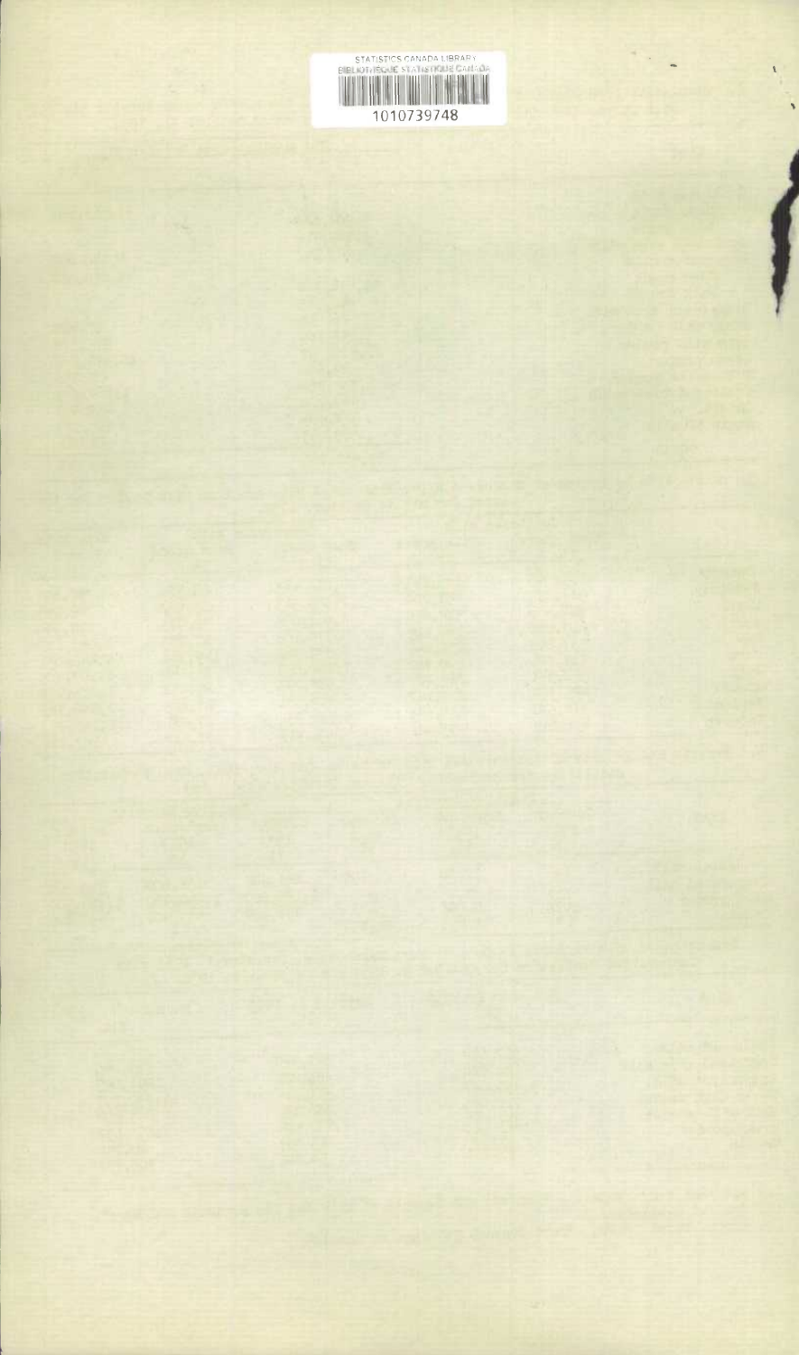STATISTICS CANADA LIBRARY
BIBLIOTHÈQUE STATISTIQUE CANADA

1010739748